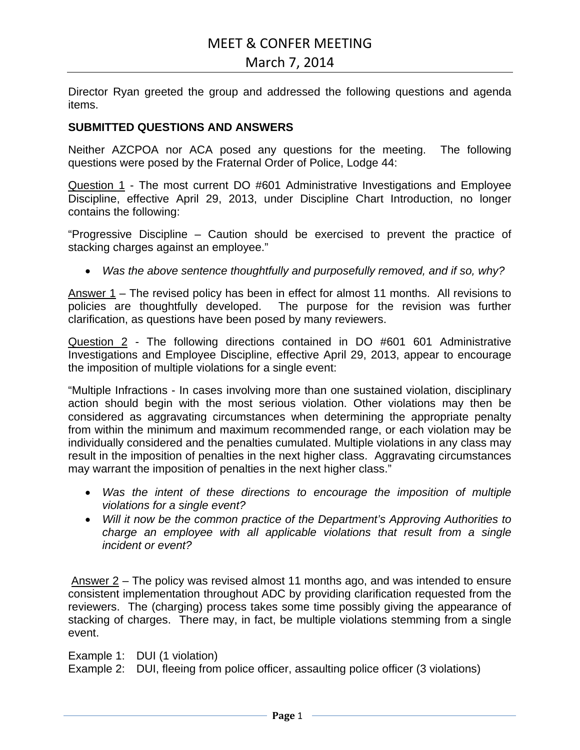# MEET & CONFER MEETING

## March 7, 2014

Director Ryan greeted the group and addressed the following questions and agenda items.

**SUBMITTED QUESTIONS AND ANSWERS**

Neither AZCPOA nor ACA posed any questions for the meeting. The following questions were posed by the Fraternal Order of Police, Lodge 44:

<u>Question 1</u> - The most current DO #601 Administrative Investigations and Employee Discipline, effective April 29, 2013, under Discipline Chart Introduction, no longer contains the following:

"Progressive Discipline – Caution should be exercised to prevent the practice of stacking charges against an employee."

- *Was the above sentence thoughtfully and purposefully removed, and if so, why?*

<u>Answer 1</u> – The revised policy has been in effect for almost 11 months. All revisions to policies are thoughtfully developed. The purpose for the revision was further clarification, as questions have been posed by many reviewers.

<u>Question 2</u> - The following directions contained in DO #601 601 Administrative Investigations and Employee Discipline, effective April 29, 2013, appear to encourage the imposition of multiple violations for a single event:

"Multiple Infractions - In cases involving more than one sustained violation, disciplinary action should begin with the most serious violation. Other violations may then be considered as aggravating circumstances when determining the appropriate penalty from within the minimum and maximum recommended range, or each violation may be individually considered and the penalties cumulated. Multiple violations in any class may result in the imposition of penalties in the next higher class. Aggravating circumstances may warrant the imposition of penalties in the next higher class."

- *Was the intent of these directions to encourage the imposition of multiple violations for a single event?*
- *Will it now be the common practice of the Department's Approving Authorities to charge an employee with all applicable violations that result from a single incident or event?*

<u>Answer 2</u> – The policy was revised almost 11 months ago, and was intended to ensure consistent implementation throughout ADC by providing clarification requested from the reviewers. The (charging) process takes some time possibly giving the appearance of stacking of charges. There may, in fact, be multiple violations stemming from a single event.

Example 1: DUI (1 violation)
Example 2: DUI, fleeing from police officer, assaulting police officer (3 violations)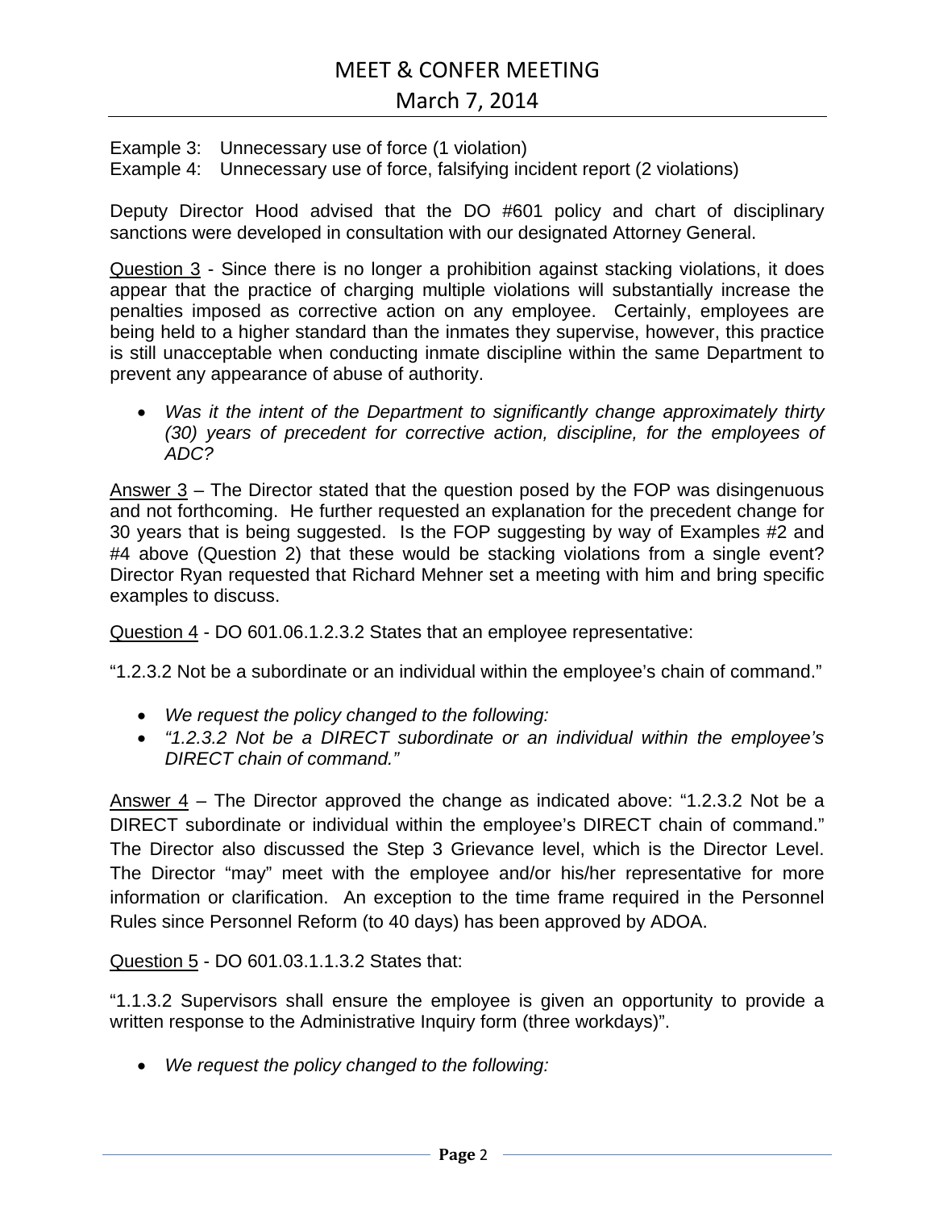Example 3: Unnecessary use of force (1 violation)
Example 4: Unnecessary use of force, falsifying incident report (2 violations)

Deputy Director Hood advised that the DO #601 policy and chart of disciplinary sanctions were developed in consultation with our designated Attorney General.

<u>Question 3</u> - Since there is no longer a prohibition against stacking violations, it does appear that the practice of charging multiple violations will substantially increase the penalties imposed as corrective action on any employee. Certainly, employees are being held to a higher standard than the inmates they supervise, however, this practice is still unacceptable when conducting inmate discipline within the same Department to prevent any appearance of abuse of authority.

- *Was it the intent of the Department to significantly change approximately thirty (30) years of precedent for corrective action, discipline, for the employees of ADC?*

<u>Answer 3</u> – The Director stated that the question posed by the FOP was disingenuous and not forthcoming. He further requested an explanation for the precedent change for 30 years that is being suggested. Is the FOP suggesting by way of Examples #2 and #4 above (Question 2) that these would be stacking violations from a single event? Director Ryan requested that Richard Mehner set a meeting with him and bring specific examples to discuss.

<u>Question 4</u> - DO 601.06.1.2.3.2 States that an employee representative:

"1.2.3.2 Not be a subordinate or an individual within the employee's chain of command."

- *We request the policy changed to the following:*
- *"1.2.3.2 Not be a DIRECT subordinate or an individual within the employee's DIRECT chain of command."*

<u>Answer 4</u> – The Director approved the change as indicated above: "1.2.3.2 Not be a DIRECT subordinate or individual within the employee's DIRECT chain of command." The Director also discussed the Step 3 Grievance level, which is the Director Level. The Director "may" meet with the employee and/or his/her representative for more information or clarification. An exception to the time frame required in the Personnel Rules since Personnel Reform (to 40 days) has been approved by ADOA.

<u>Question 5</u> - DO 601.03.1.1.3.2 States that:

"1.1.3.2 Supervisors shall ensure the employee is given an opportunity to provide a written response to the Administrative Inquiry form (three workdays)".

- *We request the policy changed to the following:*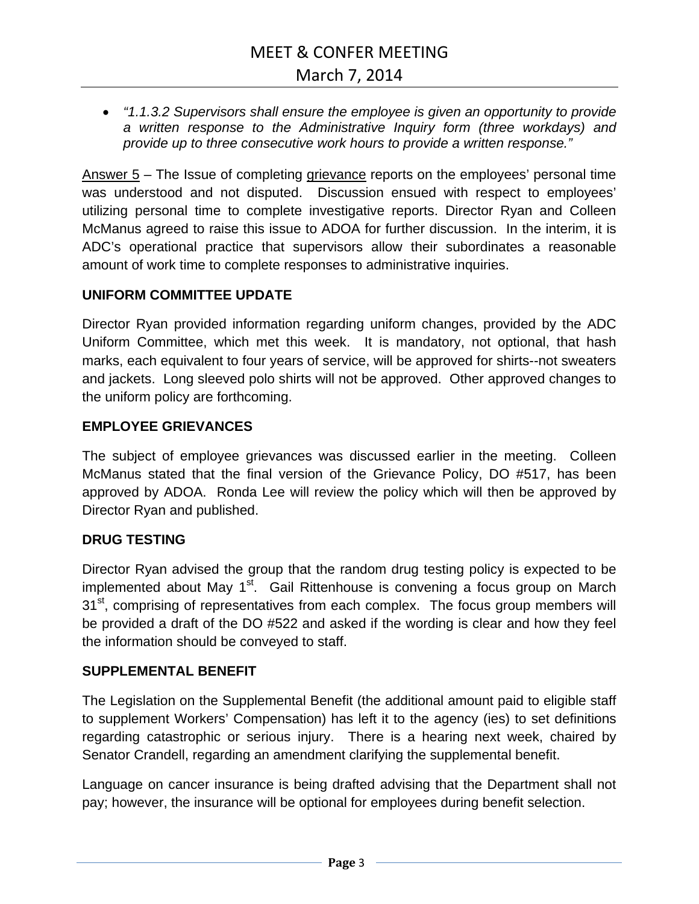- *"1.1.3.2 Supervisors shall ensure the employee is given an opportunity to provide a written response to the Administrative Inquiry form (three workdays) and provide up to three consecutive work hours to provide a written response."*

Answer 5 – The Issue of completing grievance reports on the employees' personal time was understood and not disputed. Discussion ensued with respect to employees' utilizing personal time to complete investigative reports. Director Ryan and Colleen McManus agreed to raise this issue to ADOA for further discussion. In the interim, it is ADC's operational practice that supervisors allow their subordinates a reasonable amount of work time to complete responses to administrative inquiries.

**UNIFORM COMMITTEE UPDATE**

Director Ryan provided information regarding uniform changes, provided by the ADC Uniform Committee, which met this week. It is mandatory, not optional, that hash marks, each equivalent to four years of service, will be approved for shirts--not sweaters and jackets. Long sleeved polo shirts will not be approved. Other approved changes to the uniform policy are forthcoming.

**EMPLOYEE GRIEVANCES**

The subject of employee grievances was discussed earlier in the meeting. Colleen McManus stated that the final version of the Grievance Policy, DO #517, has been approved by ADOA. Ronda Lee will review the policy which will then be approved by Director Ryan and published.

**DRUG TESTING**

Director Ryan advised the group that the random drug testing policy is expected to be implemented about May 1st. Gail Rittenhouse is convening a focus group on March 31st, comprising of representatives from each complex. The focus group members will be provided a draft of the DO #522 and asked if the wording is clear and how they feel the information should be conveyed to staff.

**SUPPLEMENTAL BENEFIT**

The Legislation on the Supplemental Benefit (the additional amount paid to eligible staff to supplement Workers' Compensation) has left it to the agency (ies) to set definitions regarding catastrophic or serious injury. There is a hearing next week, chaired by Senator Crandell, regarding an amendment clarifying the supplemental benefit.

Language on cancer insurance is being drafted advising that the Department shall not pay; however, the insurance will be optional for employees during benefit selection.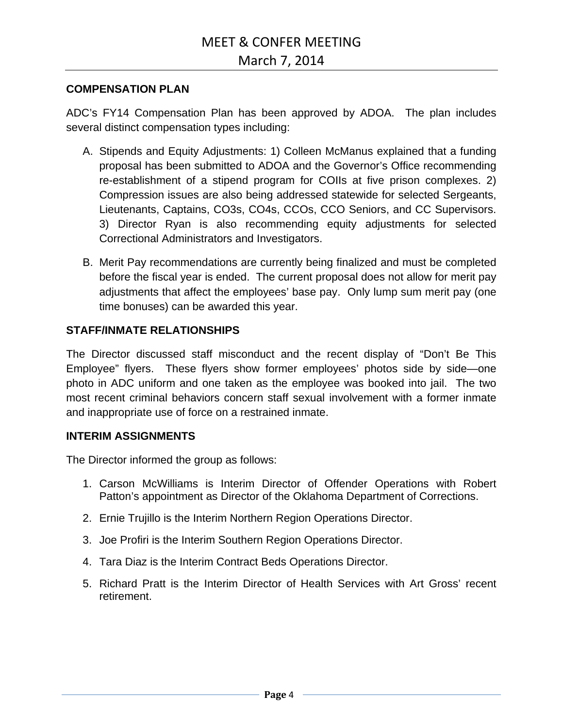## COMPENSATION PLAN

ADC's FY14 Compensation Plan has been approved by ADOA. The plan includes several distinct compensation types including:

A. Stipends and Equity Adjustments: 1) Colleen McManus explained that a funding proposal has been submitted to ADOA and the Governor's Office recommending re-establishment of a stipend program for COIIs at five prison complexes. 2) Compression issues are also being addressed statewide for selected Sergeants, Lieutenants, Captains, CO3s, CO4s, CCOs, CCO Seniors, and CC Supervisors. 3) Director Ryan is also recommending equity adjustments for selected Correctional Administrators and Investigators.

B. Merit Pay recommendations are currently being finalized and must be completed before the fiscal year is ended. The current proposal does not allow for merit pay adjustments that affect the employees' base pay. Only lump sum merit pay (one time bonuses) can be awarded this year.

## STAFF/INMATE RELATIONSHIPS

The Director discussed staff misconduct and the recent display of "Don't Be This Employee" flyers. These flyers show former employees' photos side by side—one photo in ADC uniform and one taken as the employee was booked into jail. The two most recent criminal behaviors concern staff sexual involvement with a former inmate and inappropriate use of force on a restrained inmate.

## INTERIM ASSIGNMENTS

The Director informed the group as follows:

1. Carson McWilliams is Interim Director of Offender Operations with Robert Patton's appointment as Director of the Oklahoma Department of Corrections.
2. Ernie Trujillo is the Interim Northern Region Operations Director.
3. Joe Profiri is the Interim Southern Region Operations Director.
4. Tara Diaz is the Interim Contract Beds Operations Director.
5. Richard Pratt is the Interim Director of Health Services with Art Gross' recent retirement.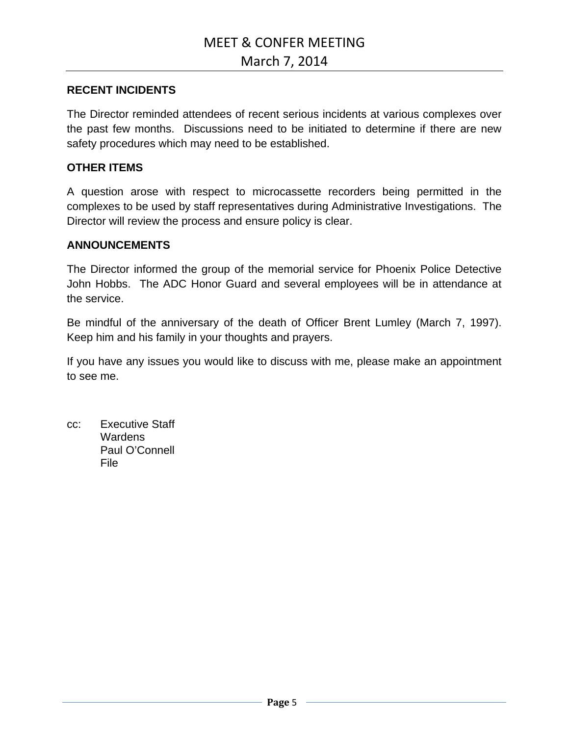**RECENT INCIDENTS**

The Director reminded attendees of recent serious incidents at various complexes over the past few months. Discussions need to be initiated to determine if there are new safety procedures which may need to be established.

**OTHER ITEMS**

A question arose with respect to microcassette recorders being permitted in the complexes to be used by staff representatives during Administrative Investigations. The Director will review the process and ensure policy is clear.

**ANNOUNCEMENTS**

The Director informed the group of the memorial service for Phoenix Police Detective John Hobbs. The ADC Honor Guard and several employees will be in attendance at the service.

Be mindful of the anniversary of the death of Officer Brent Lumley (March 7, 1997). Keep him and his family in your thoughts and prayers.

If you have any issues you would like to discuss with me, please make an appointment to see me.

cc: Executive Staff
Wardens
Paul O'Connell
File